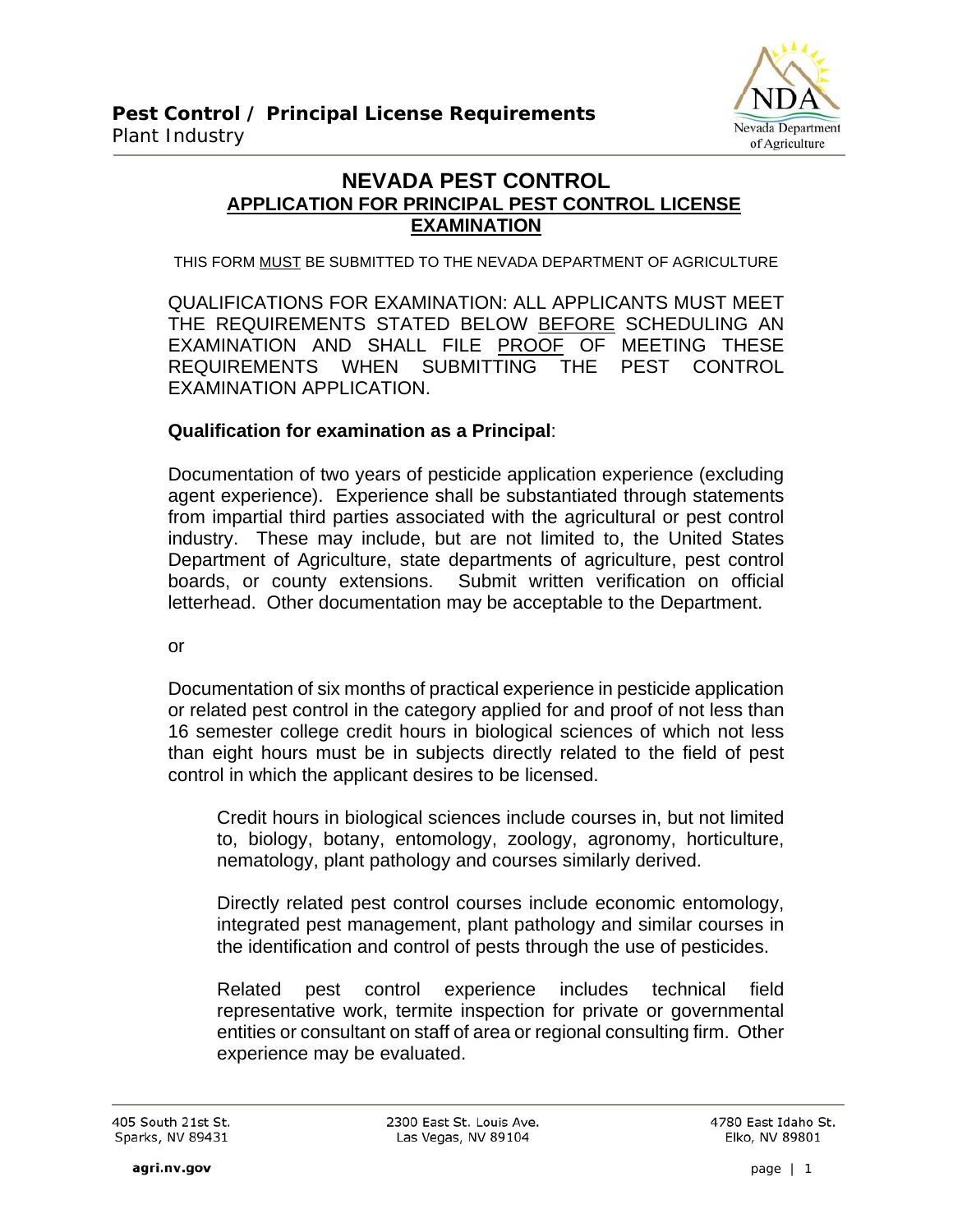**Pest Control / Principal License Requirements**
Plant Industry

# NEVADA PEST CONTROL

## APPLICATION FOR PRINCIPAL PEST CONTROL LICENSE EXAMINATION

THIS FORM MUST BE SUBMITTED TO THE NEVADA DEPARTMENT OF AGRICULTURE

QUALIFICATIONS FOR EXAMINATION: ALL APPLICANTS MUST MEET THE REQUIREMENTS STATED BELOW BEFORE SCHEDULING AN EXAMINATION AND SHALL FILE PROOF OF MEETING THESE REQUIREMENTS WHEN SUBMITTING THE PEST CONTROL EXAMINATION APPLICATION.

**Qualification for examination as a Principal**:

Documentation of two years of pesticide application experience (excluding agent experience). Experience shall be substantiated through statements from impartial third parties associated with the agricultural or pest control industry. These may include, but are not limited to, the United States Department of Agriculture, state departments of agriculture, pest control boards, or county extensions. Submit written verification on official letterhead. Other documentation may be acceptable to the Department.

or

Documentation of six months of practical experience in pesticide application or related pest control in the category applied for and proof of not less than 16 semester college credit hours in biological sciences of which not less than eight hours must be in subjects directly related to the field of pest control in which the applicant desires to be licensed.

> Credit hours in biological sciences include courses in, but not limited to, biology, botany, entomology, zoology, agronomy, horticulture, nematology, plant pathology and courses similarly derived.
>
> Directly related pest control courses include economic entomology, integrated pest management, plant pathology and similar courses in the identification and control of pests through the use of pesticides.
>
> Related pest control experience includes technical field representative work, termite inspection for private or governmental entities or consultant on staff of area or regional consulting firm. Other experience may be evaluated.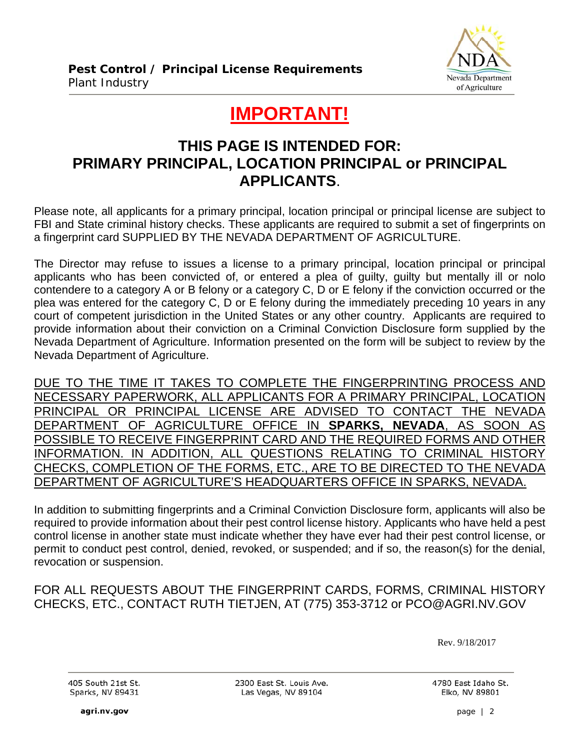# IMPORTANT!

## THIS PAGE IS INTENDED FOR: PRIMARY PRINCIPAL, LOCATION PRINCIPAL or PRINCIPAL APPLICANTS.

Please note, all applicants for a primary principal, location principal or principal license are subject to FBI and State criminal history checks. These applicants are required to submit a set of fingerprints on a fingerprint card SUPPLIED BY THE NEVADA DEPARTMENT OF AGRICULTURE.

The Director may refuse to issues a license to a primary principal, location principal or principal applicants who has been convicted of, or entered a plea of guilty, guilty but mentally ill or nolo contendere to a category A or B felony or a category C, D or E felony if the conviction occurred or the plea was entered for the category C, D or E felony during the immediately preceding 10 years in any court of competent jurisdiction in the United States or any other country. Applicants are required to provide information about their conviction on a Criminal Conviction Disclosure form supplied by the Nevada Department of Agriculture. Information presented on the form will be subject to review by the Nevada Department of Agriculture.

DUE TO THE TIME IT TAKES TO COMPLETE THE FINGERPRINTING PROCESS AND NECESSARY PAPERWORK, ALL APPLICANTS FOR A PRIMARY PRINCIPAL, LOCATION PRINCIPAL OR PRINCIPAL LICENSE ARE ADVISED TO CONTACT THE NEVADA DEPARTMENT OF AGRICULTURE OFFICE IN **SPARKS, NEVADA**, AS SOON AS POSSIBLE TO RECEIVE FINGERPRINT CARD AND THE REQUIRED FORMS AND OTHER INFORMATION. IN ADDITION, ALL QUESTIONS RELATING TO CRIMINAL HISTORY CHECKS, COMPLETION OF THE FORMS, ETC., ARE TO BE DIRECTED TO THE NEVADA DEPARTMENT OF AGRICULTURE'S HEADQUARTERS OFFICE IN SPARKS, NEVADA.

In addition to submitting fingerprints and a Criminal Conviction Disclosure form, applicants will also be required to provide information about their pest control license history. Applicants who have held a pest control license in another state must indicate whether they have ever had their pest control license, or permit to conduct pest control, denied, revoked, or suspended; and if so, the reason(s) for the denial, revocation or suspension.

FOR ALL REQUESTS ABOUT THE FINGERPRINT CARDS, FORMS, CRIMINAL HISTORY CHECKS, ETC., CONTACT RUTH TIETJEN, AT (775) 353-3712 or PCO@AGRI.NV.GOV

Rev. 9/18/2017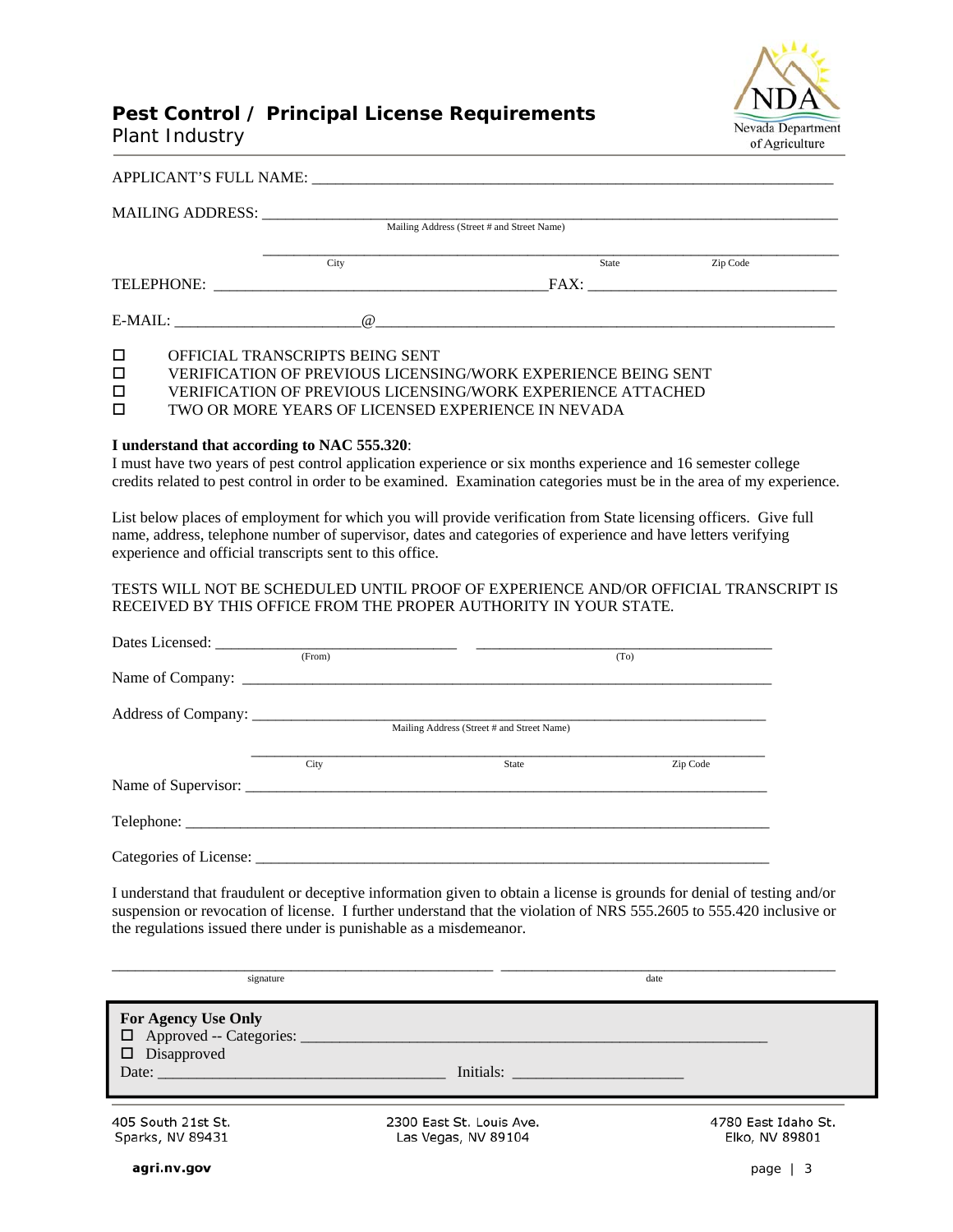# Pest Control / Principal License Requirements

Plant Industry

Nevada Department of Agriculture

APPLICANT'S FULL NAME: ______________________________________________

MAILING ADDRESS: ______________________________________________
Mailing Address (Street # and Street Name)

______________________________________________
City State Zip Code

TELEPHONE: ______________________________ FAX: ______________________________

E-MAIL: ____________________@______________________________________

- ☐ OFFICIAL TRANSCRIPTS BEING SENT
- ☐ VERIFICATION OF PREVIOUS LICENSING/WORK EXPERIENCE BEING SENT
- ☐ VERIFICATION OF PREVIOUS LICENSING/WORK EXPERIENCE ATTACHED
- ☐ TWO OR MORE YEARS OF LICENSED EXPERIENCE IN NEVADA

**I understand that according to NAC 555.320**:
I must have two years of pest control application experience or six months experience and 16 semester college credits related to pest control in order to be examined. Examination categories must be in the area of my experience.

List below places of employment for which you will provide verification from State licensing officers. Give full name, address, telephone number of supervisor, dates and categories of experience and have letters verifying experience and official transcripts sent to this office.

TESTS WILL NOT BE SCHEDULED UNTIL PROOF OF EXPERIENCE AND/OR OFFICIAL TRANSCRIPT IS RECEIVED BY THIS OFFICE FROM THE PROPER AUTHORITY IN YOUR STATE.

Dates Licensed: ____________________ ____________________
(From) (To)

Name of Company: ______________________________________________

Address of Company: ______________________________________________
Mailing Address (Street # and Street Name)

______________________________________________
City State Zip Code

Name of Supervisor: ______________________________________________

Telephone: ______________________________________________

Categories of License: ______________________________________________

I understand that fraudulent or deceptive information given to obtain a license is grounds for denial of testing and/or suspension or revocation of license. I further understand that the violation of NRS 555.2605 to 555.420 inclusive or the regulations issued there under is punishable as a misdemeanor.

______________________________ ______________________________
signature date

**For Agency Use Only**
☐ Approved -- Categories: ______________________________
☐ Disapproved
Date: ____________________ Initials: ____________________

405 South 21st St.
Sparks, NV 89431

2300 East St. Louis Ave.
Las Vegas, NV 89104

4780 East Idaho St.
Elko, NV 89801

agri.nv.gov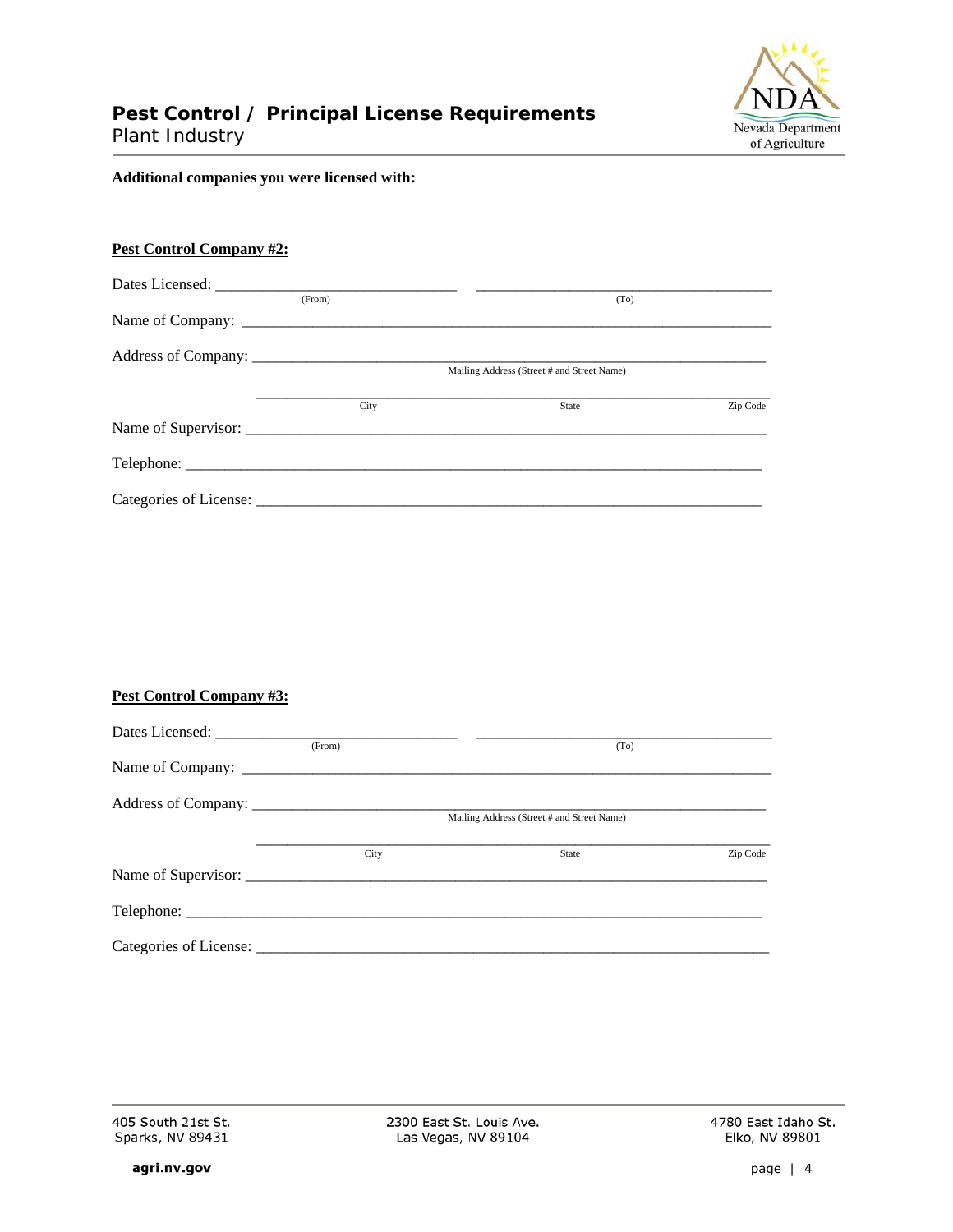**Additional companies you were licensed with:**

**Pest Control Company #2:**

Dates Licensed: ______________________________ ______________________________
(From) (To)

Name of Company: ______________________________________________________________

Address of Company: ____________________________________________________________
Mailing Address (Street # and Street Name)

________________________________________________________________________
City State Zip Code

Name of Supervisor: ____________________________________________________________

Telephone: ____________________________________________________________________

Categories of License: __________________________________________________________

**Pest Control Company #3:**

Dates Licensed: ______________________________ ______________________________
(From) (To)

Name of Company: ______________________________________________________________

Address of Company: ____________________________________________________________
Mailing Address (Street # and Street Name)

________________________________________________________________________
City State Zip Code

Name of Supervisor: ____________________________________________________________

Telephone: ____________________________________________________________________

Categories of License: __________________________________________________________